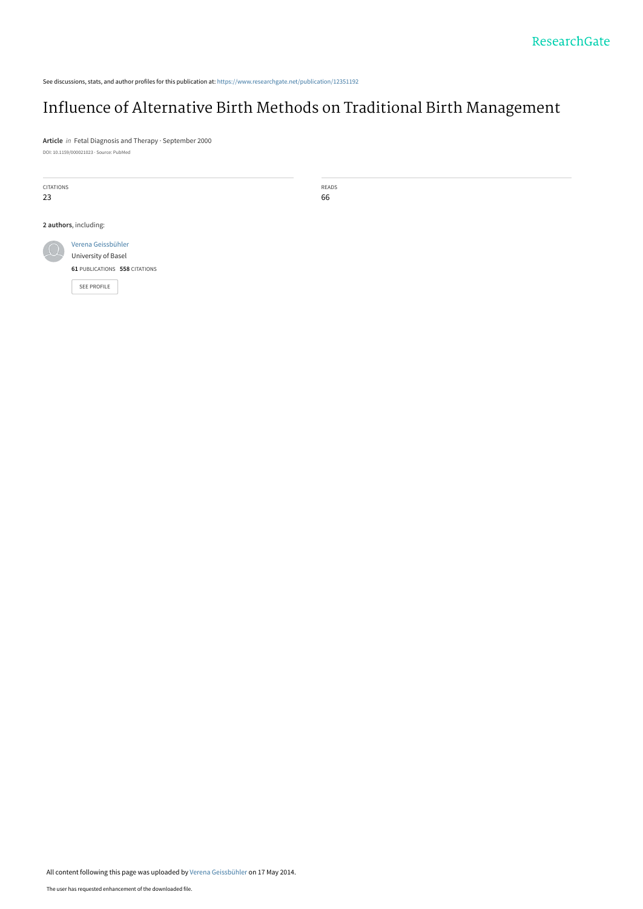See discussions, stats, and author profiles for this publication at: https://www.researchgate.net/publication/12351192

# Influence of Alternative Birth Methods on Traditional Birth Management

**Article** *in* Fetal Diagnosis and Therapy · September 2000

DOI: 10.1159/000021023 · Source: PubMed

CITATIONS
23

READS
66

**2 authors**, including:

Verena Geissbühler
University of Basel
**61** PUBLICATIONS **558** CITATIONS

SEE PROFILE

All content following this page was uploaded by Verena Geissbühler on 17 May 2014.

The user has requested enhancement of the downloaded file.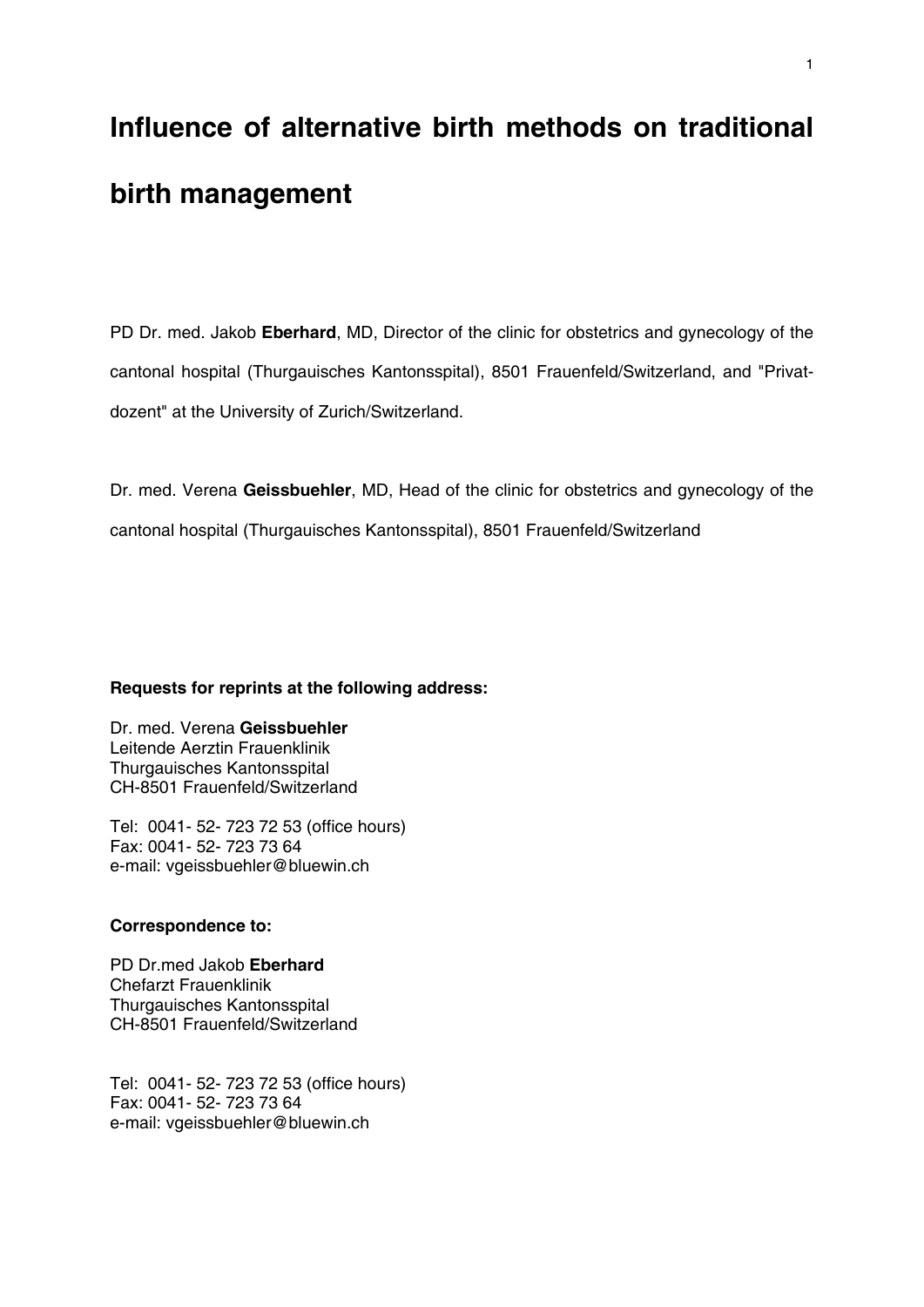# Influence of alternative birth methods on traditional birth management

PD Dr. med. Jakob **Eberhard**, MD, Director of the clinic for obstetrics and gynecology of the cantonal hospital (Thurgauisches Kantonsspital), 8501 Frauenfeld/Switzerland, and "Privat-dozent" at the University of Zurich/Switzerland.

Dr. med. Verena **Geissbuehler**, MD, Head of the clinic for obstetrics and gynecology of the cantonal hospital (Thurgauisches Kantonsspital), 8501 Frauenfeld/Switzerland

**Requests for reprints at the following address:**

Dr. med. Verena **Geissbuehler**  
Leitende Aerztin Frauenklinik  
Thurgauisches Kantonsspital  
CH-8501 Frauenfeld/Switzerland

Tel: 0041- 52- 723 72 53 (office hours)  
Fax: 0041- 52- 723 73 64  
e-mail: vgeissbuehler@bluewin.ch

**Correspondence to:**

PD Dr.med Jakob **Eberhard**  
Chefarzt Frauenklinik  
Thurgauisches Kantonsspital  
CH-8501 Frauenfeld/Switzerland

Tel: 0041- 52- 723 72 53 (office hours)  
Fax: 0041- 52- 723 73 64  
e-mail: vgeissbuehler@bluewin.ch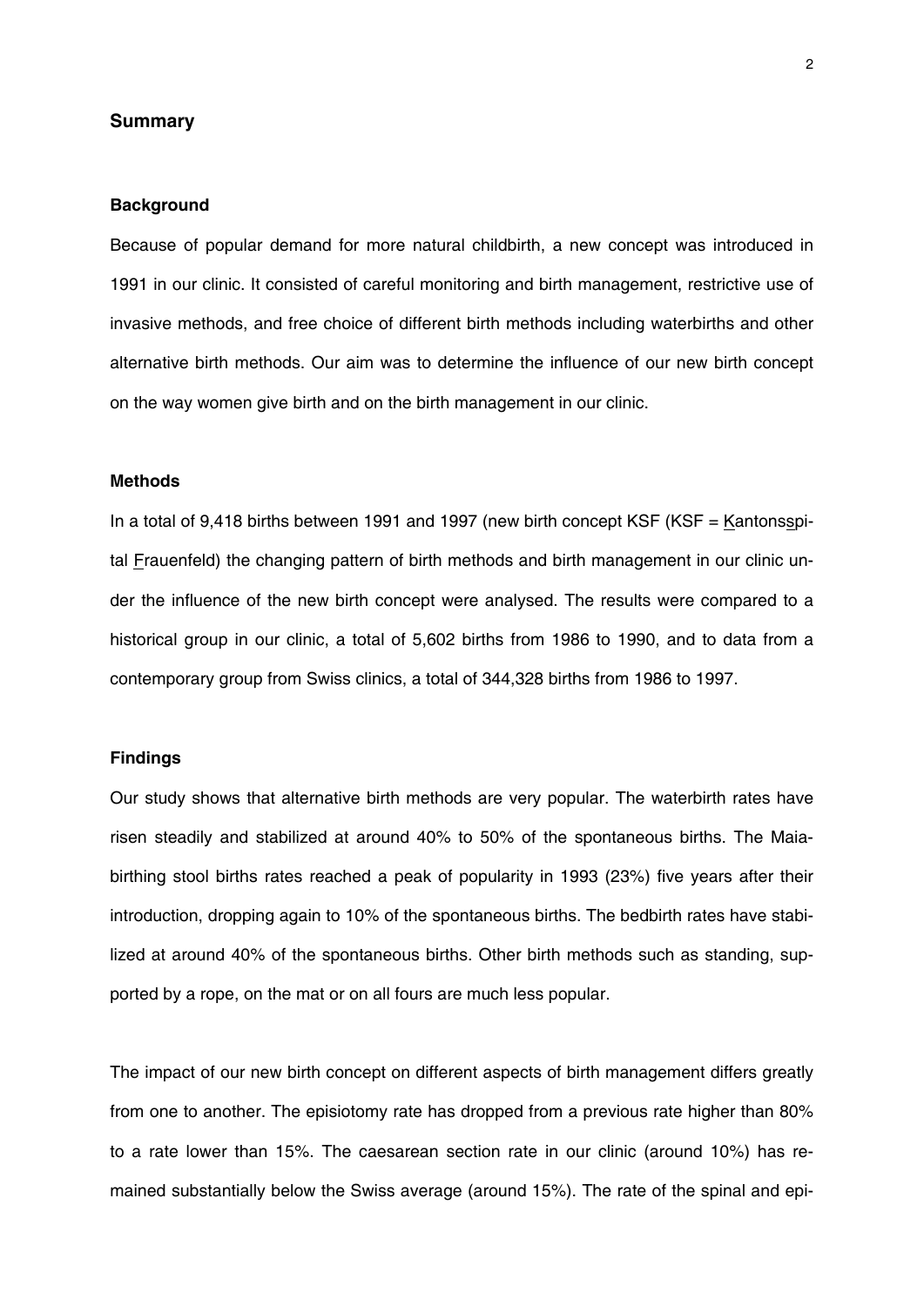## Summary

### Background

Because of popular demand for more natural childbirth, a new concept was introduced in 1991 in our clinic. It consisted of careful monitoring and birth management, restrictive use of invasive methods, and free choice of different birth methods including waterbirths and other alternative birth methods. Our aim was to determine the influence of our new birth concept on the way women give birth and on the birth management in our clinic.

### Methods

In a total of 9,418 births between 1991 and 1997 (new birth concept KSF (KSF = Kantonsspital Frauenfeld) the changing pattern of birth methods and birth management in our clinic under the influence of the new birth concept were analysed. The results were compared to a historical group in our clinic, a total of 5,602 births from 1986 to 1990, and to data from a contemporary group from Swiss clinics, a total of 344,328 births from 1986 to 1997.

### Findings

Our study shows that alternative birth methods are very popular. The waterbirth rates have risen steadily and stabilized at around 40% to 50% of the spontaneous births. The Maia-birthing stool births rates reached a peak of popularity in 1993 (23%) five years after their introduction, dropping again to 10% of the spontaneous births. The bedbirth rates have stabilized at around 40% of the spontaneous births. Other birth methods such as standing, supported by a rope, on the mat or on all fours are much less popular.

The impact of our new birth concept on different aspects of birth management differs greatly from one to another. The episiotomy rate has dropped from a previous rate higher than 80% to a rate lower than 15%. The caesarean section rate in our clinic (around 10%) has remained substantially below the Swiss average (around 15%). The rate of the spinal and epi-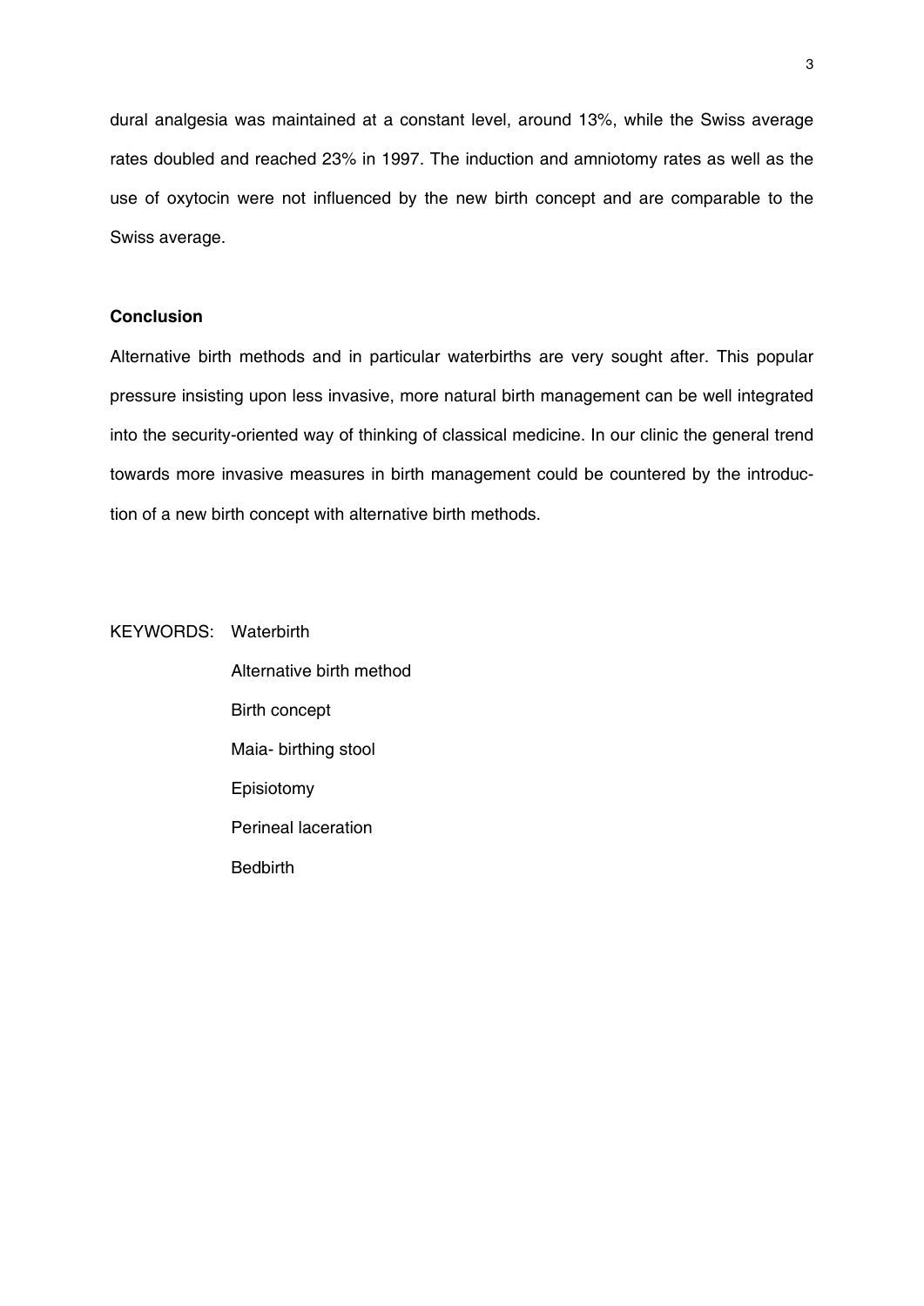dural analgesia was maintained at a constant level, around 13%, while the Swiss average rates doubled and reached 23% in 1997. The induction and amniotomy rates as well as the use of oxytocin were not influenced by the new birth concept and are comparable to the Swiss average.

**Conclusion**

Alternative birth methods and in particular waterbirths are very sought after. This popular pressure insisting upon less invasive, more natural birth management can be well integrated into the security-oriented way of thinking of classical medicine. In our clinic the general trend towards more invasive measures in birth management could be countered by the introduction of a new birth concept with alternative birth methods.

KEYWORDS: Waterbirth
Alternative birth method
Birth concept
Maia- birthing stool
Episiotomy
Perineal laceration
Bedbirth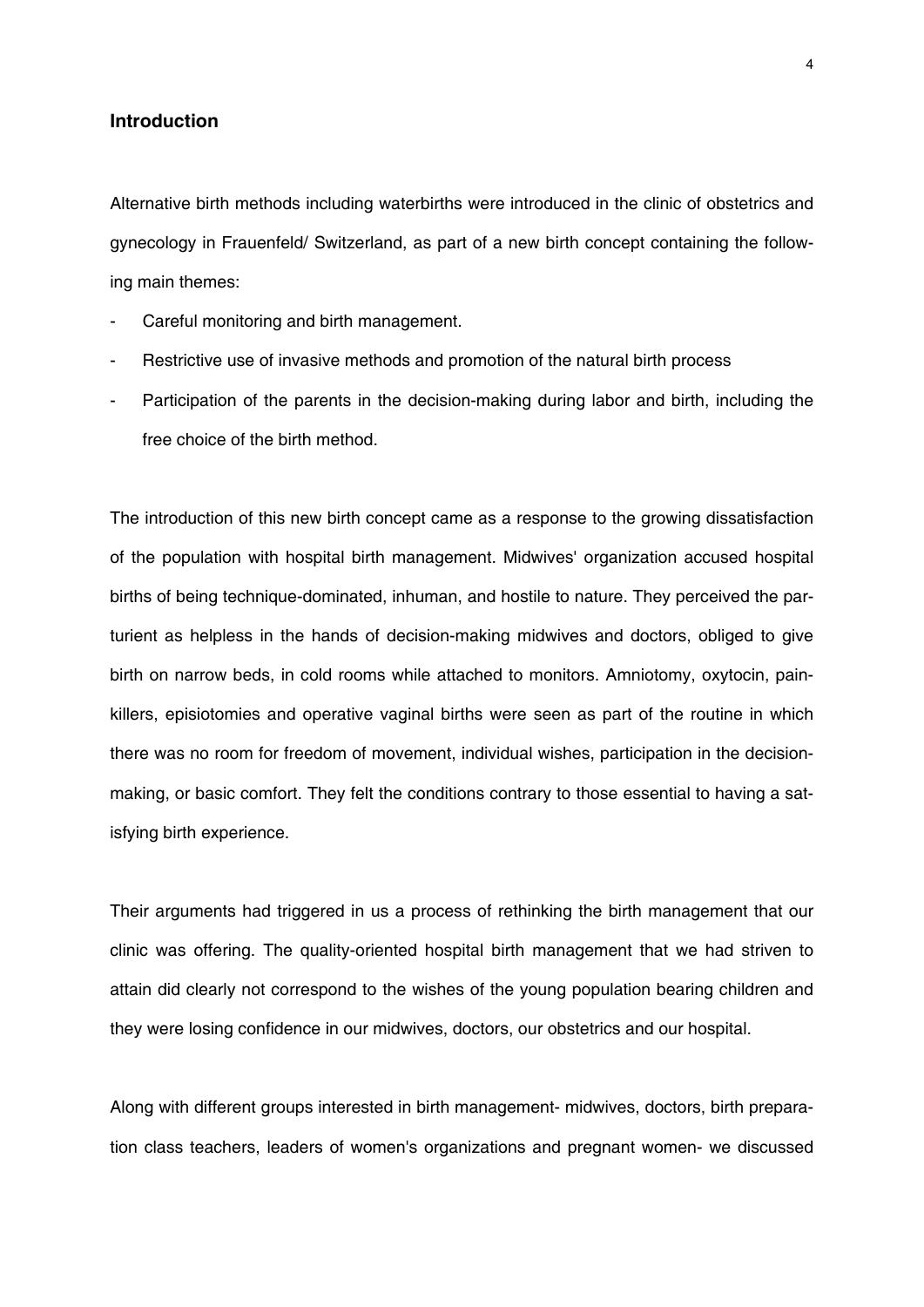## Introduction

Alternative birth methods including waterbirths were introduced in the clinic of obstetrics and gynecology in Frauenfeld/ Switzerland, as part of a new birth concept containing the following main themes:

- Careful monitoring and birth management.
- Restrictive use of invasive methods and promotion of the natural birth process
- Participation of the parents in the decision-making during labor and birth, including the free choice of the birth method.

The introduction of this new birth concept came as a response to the growing dissatisfaction of the population with hospital birth management. Midwives' organization accused hospital births of being technique-dominated, inhuman, and hostile to nature. They perceived the parturient as helpless in the hands of decision-making midwives and doctors, obliged to give birth on narrow beds, in cold rooms while attached to monitors. Amniotomy, oxytocin, painkillers, episiotomies and operative vaginal births were seen as part of the routine in which there was no room for freedom of movement, individual wishes, participation in the decision-making, or basic comfort. They felt the conditions contrary to those essential to having a satisfying birth experience.

Their arguments had triggered in us a process of rethinking the birth management that our clinic was offering. The quality-oriented hospital birth management that we had striven to attain did clearly not correspond to the wishes of the young population bearing children and they were losing confidence in our midwives, doctors, our obstetrics and our hospital.

Along with different groups interested in birth management- midwives, doctors, birth preparation class teachers, leaders of women's organizations and pregnant women- we discussed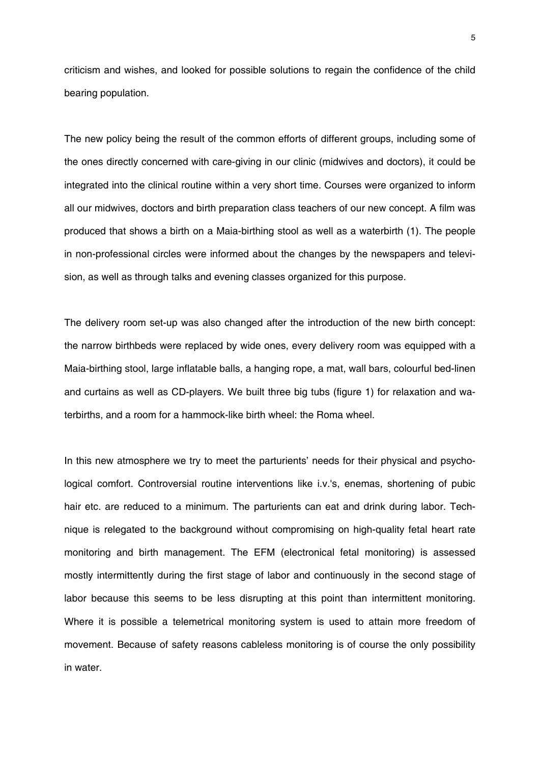criticism and wishes, and looked for possible solutions to regain the confidence of the child bearing population.

The new policy being the result of the common efforts of different groups, including some of the ones directly concerned with care-giving in our clinic (midwives and doctors), it could be integrated into the clinical routine within a very short time. Courses were organized to inform all our midwives, doctors and birth preparation class teachers of our new concept. A film was produced that shows a birth on a Maia-birthing stool as well as a waterbirth (1). The people in non-professional circles were informed about the changes by the newspapers and television, as well as through talks and evening classes organized for this purpose.

The delivery room set-up was also changed after the introduction of the new birth concept: the narrow birthbeds were replaced by wide ones, every delivery room was equipped with a Maia-birthing stool, large inflatable balls, a hanging rope, a mat, wall bars, colourful bed-linen and curtains as well as CD-players. We built three big tubs (figure 1) for relaxation and waterbirths, and a room for a hammock-like birth wheel: the Roma wheel.

In this new atmosphere we try to meet the parturients' needs for their physical and psychological comfort. Controversial routine interventions like i.v.'s, enemas, shortening of pubic hair etc. are reduced to a minimum. The parturients can eat and drink during labor. Technique is relegated to the background without compromising on high-quality fetal heart rate monitoring and birth management. The EFM (electronical fetal monitoring) is assessed mostly intermittently during the first stage of labor and continuously in the second stage of labor because this seems to be less disrupting at this point than intermittent monitoring. Where it is possible a telemetrical monitoring system is used to attain more freedom of movement. Because of safety reasons cableless monitoring is of course the only possibility in water.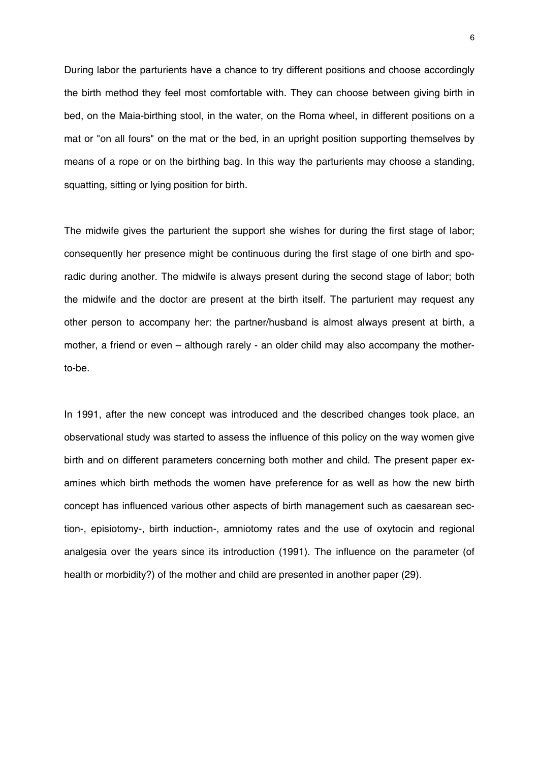During labor the parturients have a chance to try different positions and choose accordingly the birth method they feel most comfortable with. They can choose between giving birth in bed, on the Maia-birthing stool, in the water, on the Roma wheel, in different positions on a mat or "on all fours" on the mat or the bed, in an upright position supporting themselves by means of a rope or on the birthing bag. In this way the parturients may choose a standing, squatting, sitting or lying position for birth.

The midwife gives the parturient the support she wishes for during the first stage of labor; consequently her presence might be continuous during the first stage of one birth and sporadic during another. The midwife is always present during the second stage of labor; both the midwife and the doctor are present at the birth itself. The parturient may request any other person to accompany her: the partner/husband is almost always present at birth, a mother, a friend or even – although rarely - an older child may also accompany the mother-to-be.

In 1991, after the new concept was introduced and the described changes took place, an observational study was started to assess the influence of this policy on the way women give birth and on different parameters concerning both mother and child. The present paper examines which birth methods the women have preference for as well as how the new birth concept has influenced various other aspects of birth management such as caesarean section-, episiotomy-, birth induction-, amniotomy rates and the use of oxytocin and regional analgesia over the years since its introduction (1991). The influence on the parameter (of health or morbidity?) of the mother and child are presented in another paper (29).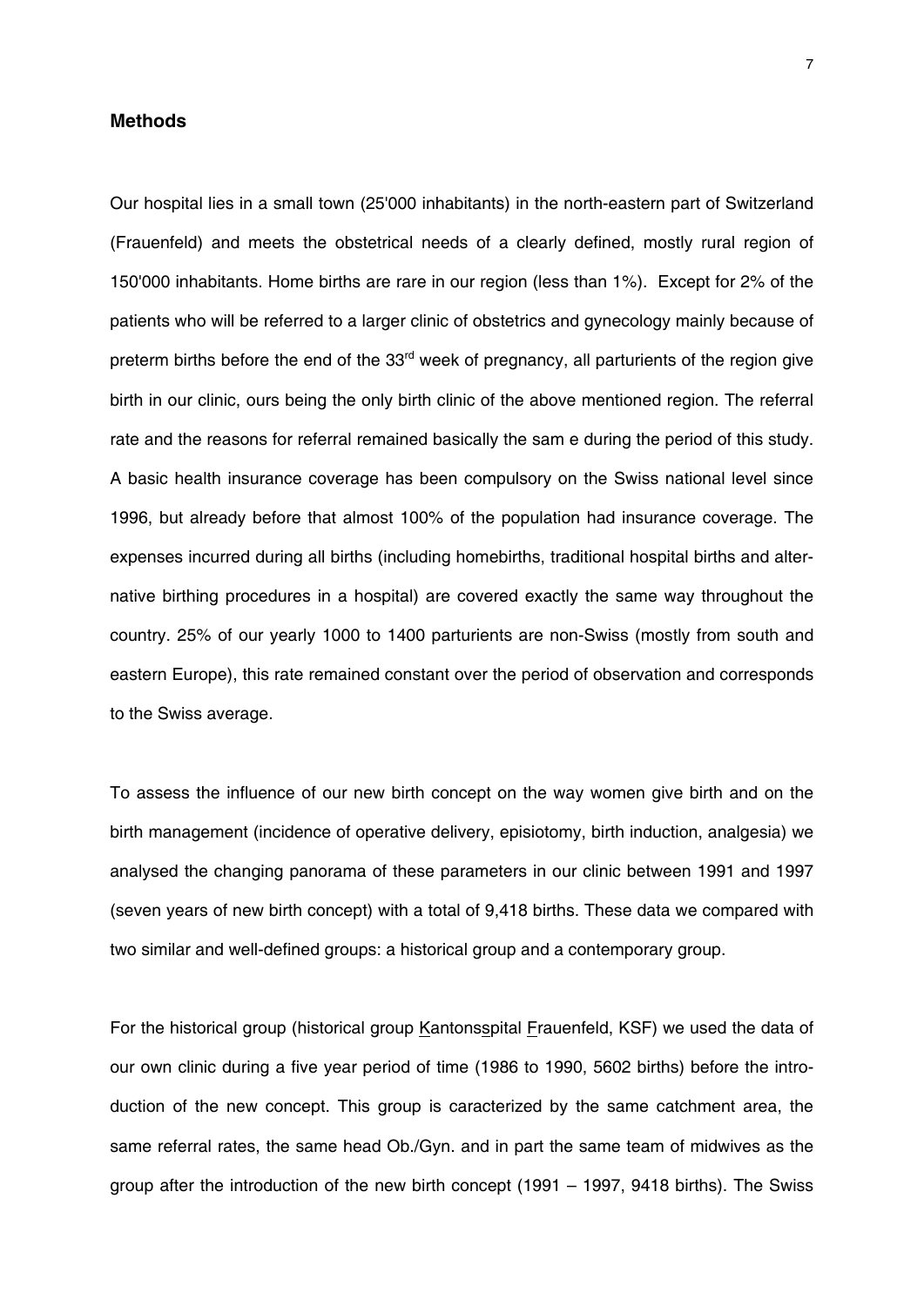## Methods

Our hospital lies in a small town (25'000 inhabitants) in the north-eastern part of Switzerland (Frauenfeld) and meets the obstetrical needs of a clearly defined, mostly rural region of 150'000 inhabitants. Home births are rare in our region (less than 1%). Except for 2% of the patients who will be referred to a larger clinic of obstetrics and gynecology mainly because of preterm births before the end of the 33[rd] week of pregnancy, all parturients of the region give birth in our clinic, ours being the only birth clinic of the above mentioned region. The referral rate and the reasons for referral remained basically the sam e during the period of this study. A basic health insurance coverage has been compulsory on the Swiss national level since 1996, but already before that almost 100% of the population had insurance coverage. The expenses incurred during all births (including homebirths, traditional hospital births and alternative birthing procedures in a hospital) are covered exactly the same way throughout the country. 25% of our yearly 1000 to 1400 parturients are non-Swiss (mostly from south and eastern Europe), this rate remained constant over the period of observation and corresponds to the Swiss average.

To assess the influence of our new birth concept on the way women give birth and on the birth management (incidence of operative delivery, episiotomy, birth induction, analgesia) we analysed the changing panorama of these parameters in our clinic between 1991 and 1997 (seven years of new birth concept) with a total of 9,418 births. These data we compared with two similar and well-defined groups: a historical group and a contemporary group.

For the historical group (historical group Kantonsspital Frauenfeld, KSF) we used the data of our own clinic during a five year period of time (1986 to 1990, 5602 births) before the introduction of the new concept. This group is caracterized by the same catchment area, the same referral rates, the same head Ob./Gyn. and in part the same team of midwives as the group after the introduction of the new birth concept (1991 – 1997, 9418 births). The Swiss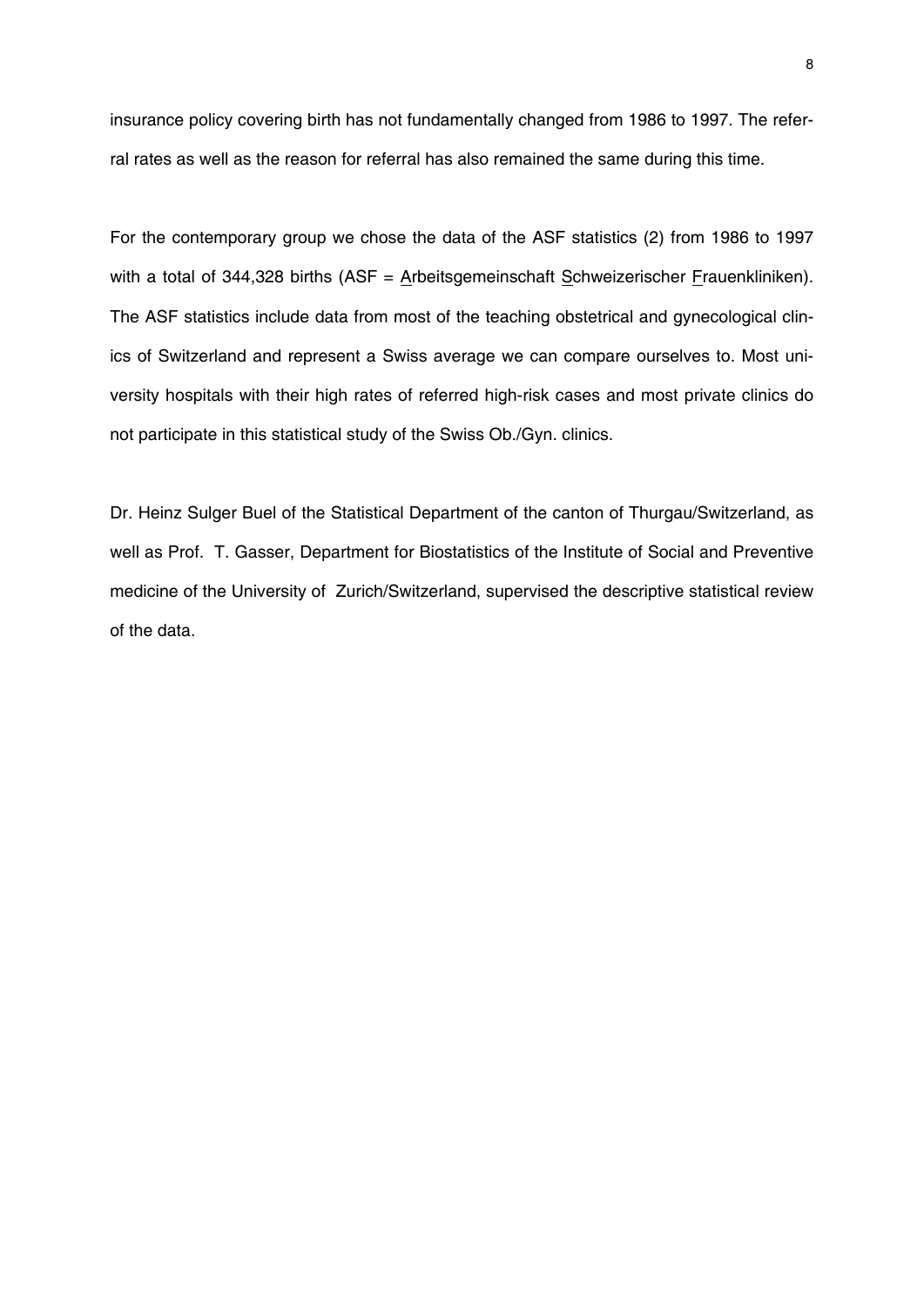insurance policy covering birth has not fundamentally changed from 1986 to 1997. The referral rates as well as the reason for referral has also remained the same during this time.

For the contemporary group we chose the data of the ASF statistics (2) from 1986 to 1997 with a total of 344,328 births (ASF = Arbeitsgemeinschaft Schweizerischer Frauenkliniken). The ASF statistics include data from most of the teaching obstetrical and gynecological clinics of Switzerland and represent a Swiss average we can compare ourselves to. Most university hospitals with their high rates of referred high-risk cases and most private clinics do not participate in this statistical study of the Swiss Ob./Gyn. clinics.

Dr. Heinz Sulger Buel of the Statistical Department of the canton of Thurgau/Switzerland, as well as Prof. T. Gasser, Department for Biostatistics of the Institute of Social and Preventive medicine of the University of Zurich/Switzerland, supervised the descriptive statistical review of the data.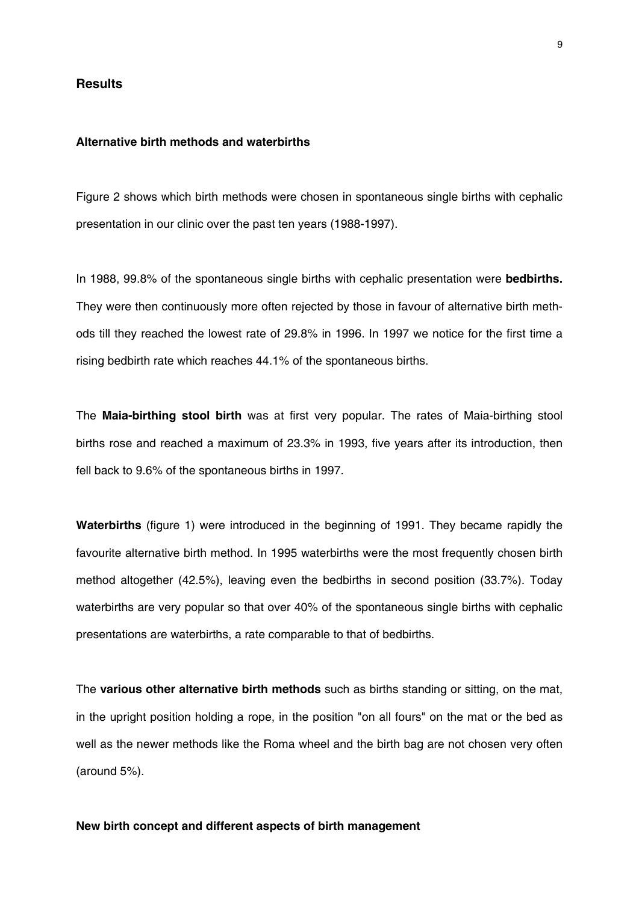## Results

### Alternative birth methods and waterbirths

Figure 2 shows which birth methods were chosen in spontaneous single births with cephalic presentation in our clinic over the past ten years (1988-1997).

In 1988, 99.8% of the spontaneous single births with cephalic presentation were **bedbirths.** They were then continuously more often rejected by those in favour of alternative birth methods till they reached the lowest rate of 29.8% in 1996. In 1997 we notice for the first time a rising bedbirth rate which reaches 44.1% of the spontaneous births.

The **Maia-birthing stool birth** was at first very popular. The rates of Maia-birthing stool births rose and reached a maximum of 23.3% in 1993, five years after its introduction, then fell back to 9.6% of the spontaneous births in 1997.

**Waterbirths** (figure 1) were introduced in the beginning of 1991. They became rapidly the favourite alternative birth method. In 1995 waterbirths were the most frequently chosen birth method altogether (42.5%), leaving even the bedbirths in second position (33.7%). Today waterbirths are very popular so that over 40% of the spontaneous single births with cephalic presentations are waterbirths, a rate comparable to that of bedbirths.

The **various other alternative birth methods** such as births standing or sitting, on the mat, in the upright position holding a rope, in the position "on all fours" on the mat or the bed as well as the newer methods like the Roma wheel and the birth bag are not chosen very often (around 5%).

### New birth concept and different aspects of birth management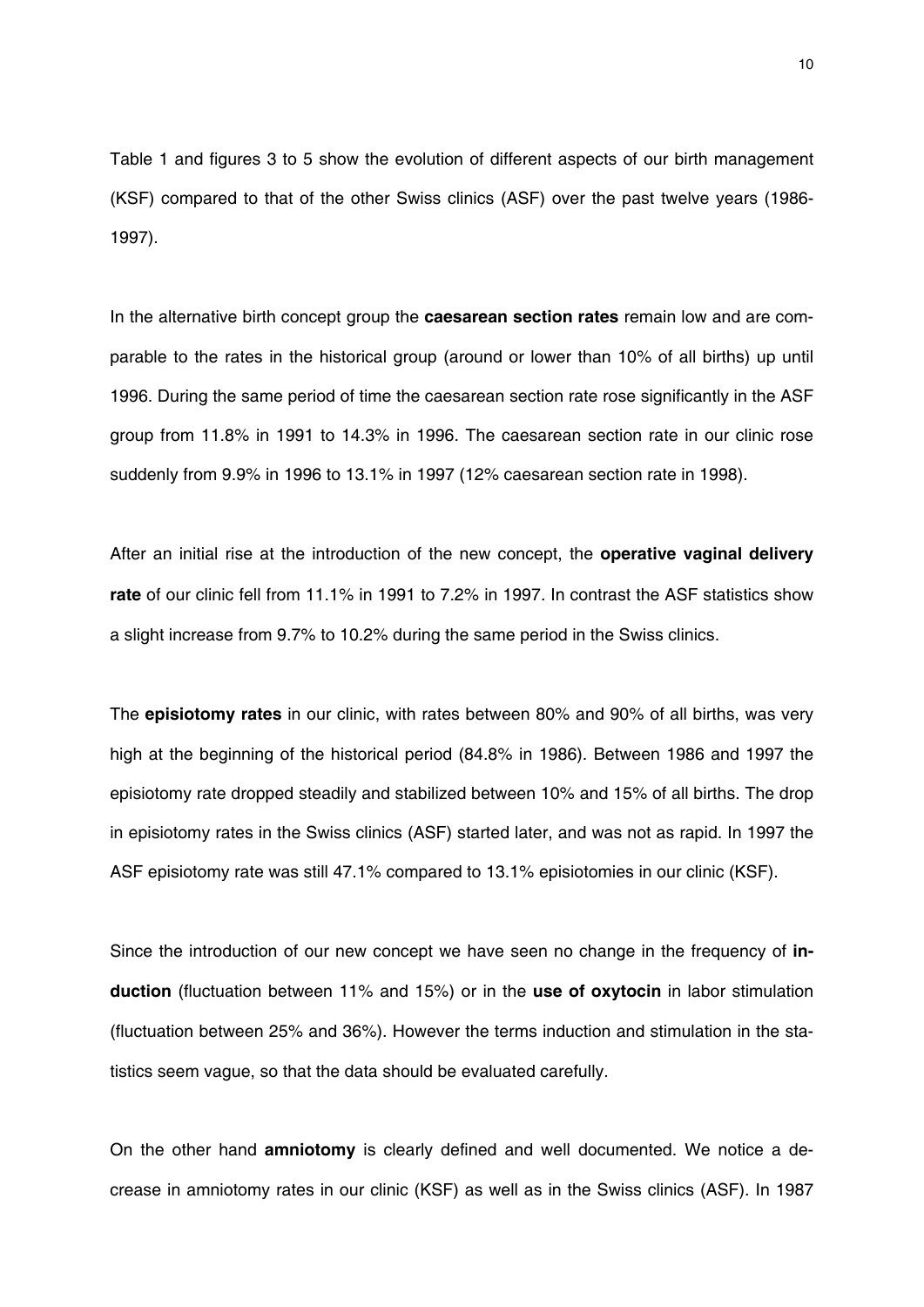Table 1 and figures 3 to 5 show the evolution of different aspects of our birth management (KSF) compared to that of the other Swiss clinics (ASF) over the past twelve years (1986-1997).

In the alternative birth concept group the **caesarean section rates** remain low and are comparable to the rates in the historical group (around or lower than 10% of all births) up until 1996. During the same period of time the caesarean section rate rose significantly in the ASF group from 11.8% in 1991 to 14.3% in 1996. The caesarean section rate in our clinic rose suddenly from 9.9% in 1996 to 13.1% in 1997 (12% caesarean section rate in 1998).

After an initial rise at the introduction of the new concept, the **operative vaginal delivery rate** of our clinic fell from 11.1% in 1991 to 7.2% in 1997. In contrast the ASF statistics show a slight increase from 9.7% to 10.2% during the same period in the Swiss clinics.

The **episiotomy rates** in our clinic, with rates between 80% and 90% of all births, was very high at the beginning of the historical period (84.8% in 1986). Between 1986 and 1997 the episiotomy rate dropped steadily and stabilized between 10% and 15% of all births. The drop in episiotomy rates in the Swiss clinics (ASF) started later, and was not as rapid. In 1997 the ASF episiotomy rate was still 47.1% compared to 13.1% episiotomies in our clinic (KSF).

Since the introduction of our new concept we have seen no change in the frequency of **induction** (fluctuation between 11% and 15%) or in the **use of oxytocin** in labor stimulation (fluctuation between 25% and 36%). However the terms induction and stimulation in the statistics seem vague, so that the data should be evaluated carefully.

On the other hand **amniotomy** is clearly defined and well documented. We notice a decrease in amniotomy rates in our clinic (KSF) as well as in the Swiss clinics (ASF). In 1987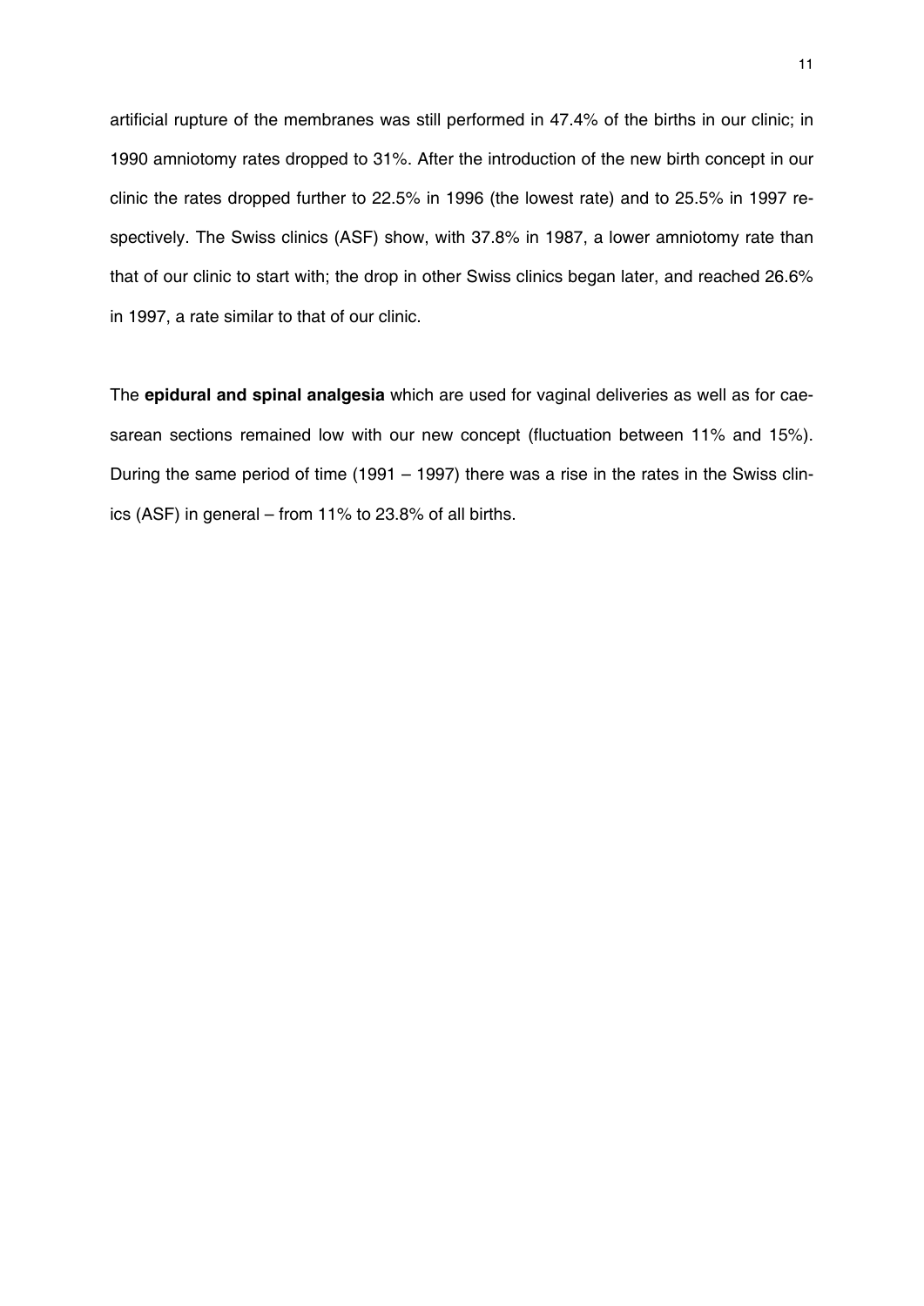artificial rupture of the membranes was still performed in 47.4% of the births in our clinic; in 1990 amniotomy rates dropped to 31%. After the introduction of the new birth concept in our clinic the rates dropped further to 22.5% in 1996 (the lowest rate) and to 25.5% in 1997 respectively. The Swiss clinics (ASF) show, with 37.8% in 1987, a lower amniotomy rate than that of our clinic to start with; the drop in other Swiss clinics began later, and reached 26.6% in 1997, a rate similar to that of our clinic.

The **epidural and spinal analgesia** which are used for vaginal deliveries as well as for caesarean sections remained low with our new concept (fluctuation between 11% and 15%). During the same period of time (1991 – 1997) there was a rise in the rates in the Swiss clinics (ASF) in general – from 11% to 23.8% of all births.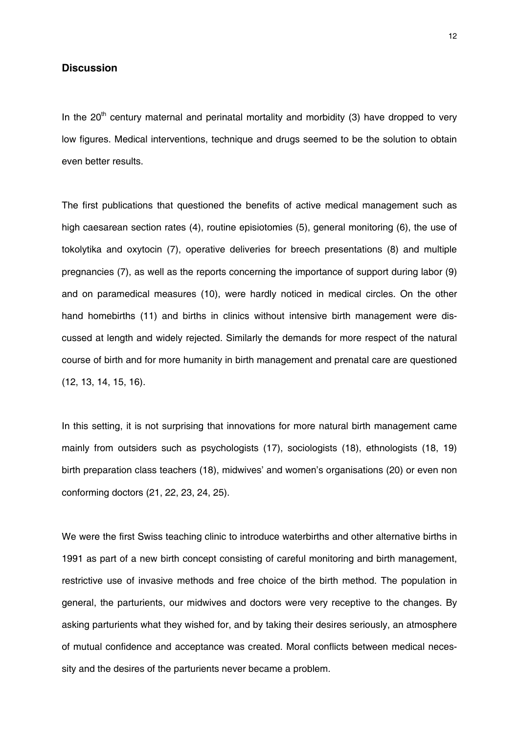## Discussion

In the 20$^{th}$ century maternal and perinatal mortality and morbidity (3) have dropped to very low figures. Medical interventions, technique and drugs seemed to be the solution to obtain even better results.

The first publications that questioned the benefits of active medical management such as high caesarean section rates (4), routine episiotomies (5), general monitoring (6), the use of tokolytika and oxytocin (7), operative deliveries for breech presentations (8) and multiple pregnancies (7), as well as the reports concerning the importance of support during labor (9) and on paramedical measures (10), were hardly noticed in medical circles. On the other hand homebirths (11) and births in clinics without intensive birth management were discussed at length and widely rejected. Similarly the demands for more respect of the natural course of birth and for more humanity in birth management and prenatal care are questioned (12, 13, 14, 15, 16).

In this setting, it is not surprising that innovations for more natural birth management came mainly from outsiders such as psychologists (17), sociologists (18), ethnologists (18, 19) birth preparation class teachers (18), midwives' and women's organisations (20) or even non conforming doctors (21, 22, 23, 24, 25).

We were the first Swiss teaching clinic to introduce waterbirths and other alternative births in 1991 as part of a new birth concept consisting of careful monitoring and birth management, restrictive use of invasive methods and free choice of the birth method. The population in general, the parturients, our midwives and doctors were very receptive to the changes. By asking parturients what they wished for, and by taking their desires seriously, an atmosphere of mutual confidence and acceptance was created. Moral conflicts between medical necessity and the desires of the parturients never became a problem.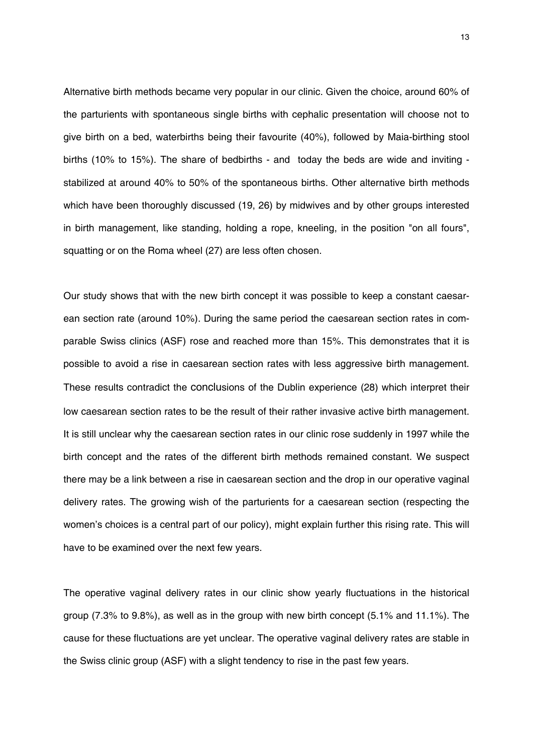Alternative birth methods became very popular in our clinic. Given the choice, around 60% of the parturients with spontaneous single births with cephalic presentation will choose not to give birth on a bed, waterbirths being their favourite (40%), followed by Maia-birthing stool births (10% to 15%). The share of bedbirths - and today the beds are wide and inviting - stabilized at around 40% to 50% of the spontaneous births. Other alternative birth methods which have been thoroughly discussed (19, 26) by midwives and by other groups interested in birth management, like standing, holding a rope, kneeling, in the position "on all fours", squatting or on the Roma wheel (27) are less often chosen.

Our study shows that with the new birth concept it was possible to keep a constant caesarean section rate (around 10%). During the same period the caesarean section rates in comparable Swiss clinics (ASF) rose and reached more than 15%. This demonstrates that it is possible to avoid a rise in caesarean section rates with less aggressive birth management. These results contradict the conclusions of the Dublin experience (28) which interpret their low caesarean section rates to be the result of their rather invasive active birth management. It is still unclear why the caesarean section rates in our clinic rose suddenly in 1997 while the birth concept and the rates of the different birth methods remained constant. We suspect there may be a link between a rise in caesarean section and the drop in our operative vaginal delivery rates. The growing wish of the parturients for a caesarean section (respecting the women's choices is a central part of our policy), might explain further this rising rate. This will have to be examined over the next few years.

The operative vaginal delivery rates in our clinic show yearly fluctuations in the historical group (7.3% to 9.8%), as well as in the group with new birth concept (5.1% and 11.1%). The cause for these fluctuations are yet unclear. The operative vaginal delivery rates are stable in the Swiss clinic group (ASF) with a slight tendency to rise in the past few years.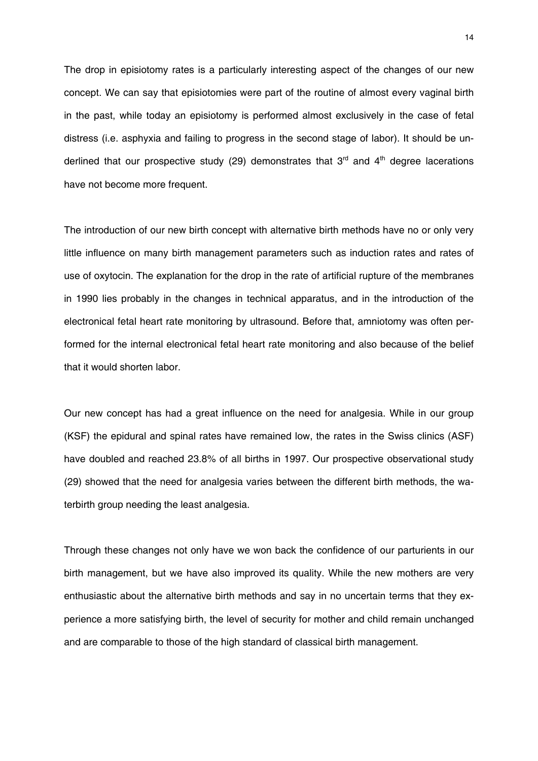The drop in episiotomy rates is a particularly interesting aspect of the changes of our new concept. We can say that episiotomies were part of the routine of almost every vaginal birth in the past, while today an episiotomy is performed almost exclusively in the case of fetal distress (i.e. asphyxia and failing to progress in the second stage of labor). It should be underlined that our prospective study (29) demonstrates that 3$^{rd}$ and 4$^{th}$ degree lacerations have not become more frequent.

The introduction of our new birth concept with alternative birth methods have no or only very little influence on many birth management parameters such as induction rates and rates of use of oxytocin. The explanation for the drop in the rate of artificial rupture of the membranes in 1990 lies probably in the changes in technical apparatus, and in the introduction of the electronical fetal heart rate monitoring by ultrasound. Before that, amniotomy was often performed for the internal electronical fetal heart rate monitoring and also because of the belief that it would shorten labor.

Our new concept has had a great influence on the need for analgesia. While in our group (KSF) the epidural and spinal rates have remained low, the rates in the Swiss clinics (ASF) have doubled and reached 23.8% of all births in 1997. Our prospective observational study (29) showed that the need for analgesia varies between the different birth methods, the waterbirth group needing the least analgesia.

Through these changes not only have we won back the confidence of our parturients in our birth management, but we have also improved its quality. While the new mothers are very enthusiastic about the alternative birth methods and say in no uncertain terms that they experience a more satisfying birth, the level of security for mother and child remain unchanged and are comparable to those of the high standard of classical birth management.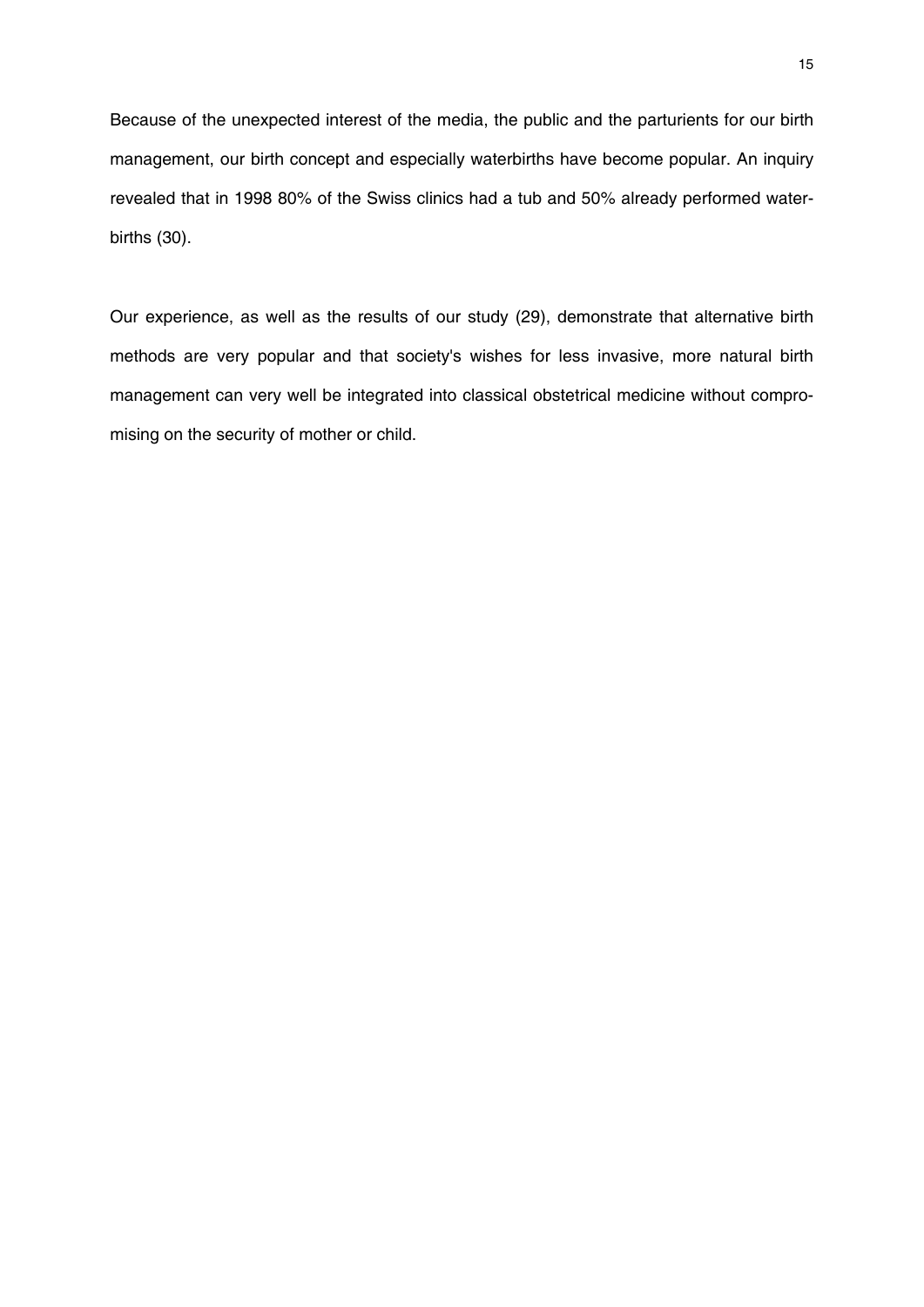Because of the unexpected interest of the media, the public and the parturients for our birth management, our birth concept and especially waterbirths have become popular. An inquiry revealed that in 1998 80% of the Swiss clinics had a tub and 50% already performed waterbirths (30).

Our experience, as well as the results of our study (29), demonstrate that alternative birth methods are very popular and that society's wishes for less invasive, more natural birth management can very well be integrated into classical obstetrical medicine without compromising on the security of mother or child.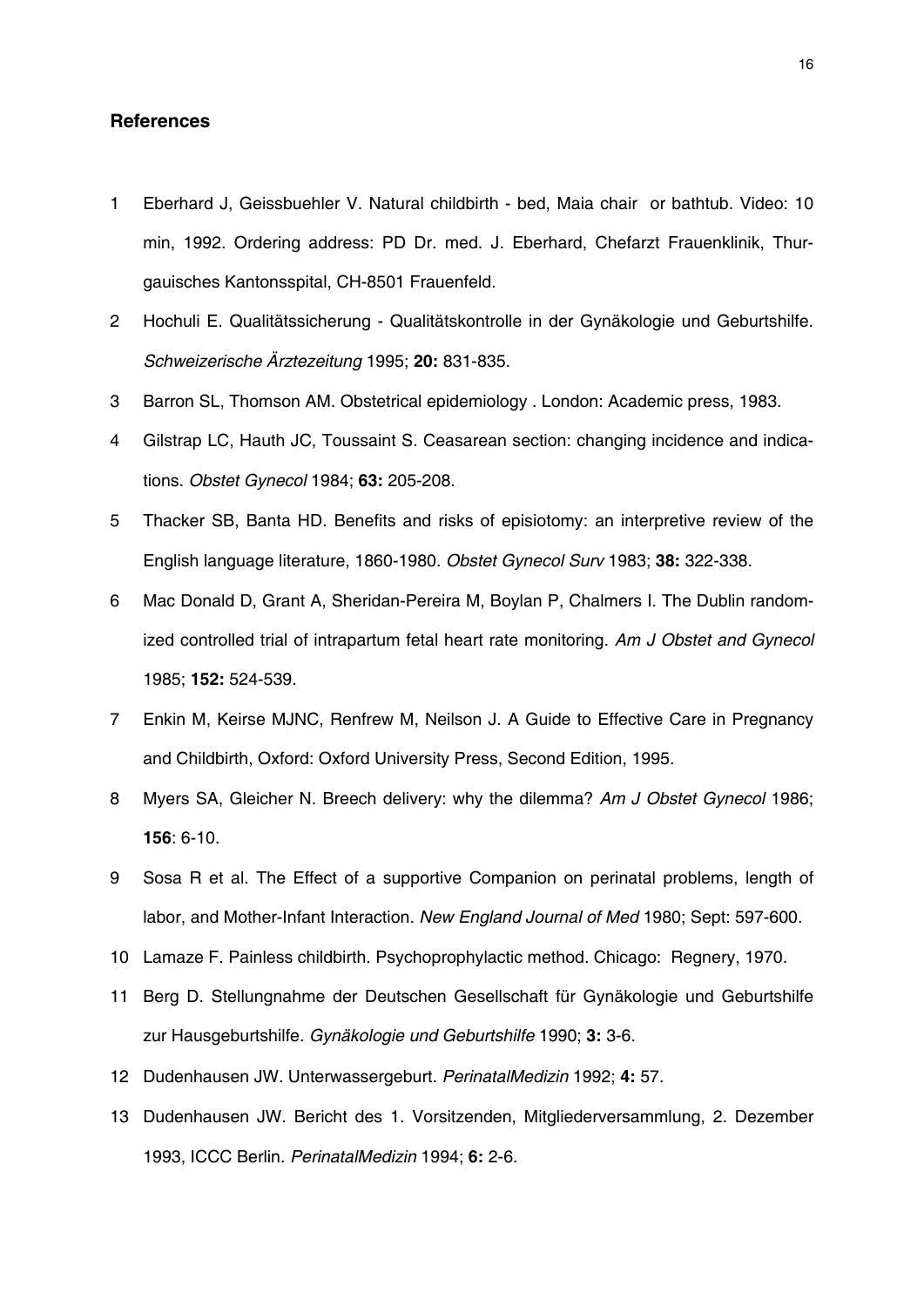## References

1. Eberhard J, Geissbuehler V. Natural childbirth - bed, Maia chair or bathtub. Video: 10 min, 1992. Ordering address: PD Dr. med. J. Eberhard, Chefarzt Frauenklinik, Thurgauisches Kantonsspital, CH-8501 Frauenfeld.
2. Hochuli E. Qualitätssicherung - Qualitätskontrolle in der Gynäkologie und Geburtshilfe. *Schweizerische Ärztezeitung* 1995; **20:** 831-835.
3. Barron SL, Thomson AM. Obstetrical epidemiology . London: Academic press, 1983.
4. Gilstrap LC, Hauth JC, Toussaint S. Ceasarean section: changing incidence and indications. *Obstet Gynecol* 1984; **63:** 205-208.
5. Thacker SB, Banta HD. Benefits and risks of episiotomy: an interpretive review of the English language literature, 1860-1980. *Obstet Gynecol Surv* 1983; **38:** 322-338.
6. Mac Donald D, Grant A, Sheridan-Pereira M, Boylan P, Chalmers I. The Dublin randomized controlled trial of intrapartum fetal heart rate monitoring. *Am J Obstet and Gynecol* 1985; **152:** 524-539.
7. Enkin M, Keirse MJNC, Renfrew M, Neilson J. A Guide to Effective Care in Pregnancy and Childbirth, Oxford: Oxford University Press, Second Edition, 1995.
8. Myers SA, Gleicher N. Breech delivery: why the dilemma? *Am J Obstet Gynecol* 1986; **156**: 6-10.
9. Sosa R et al. The Effect of a supportive Companion on perinatal problems, length of labor, and Mother-Infant Interaction. *New England Journal of Med* 1980; Sept: 597-600.
10. Lamaze F. Painless childbirth. Psychoprophylactic method. Chicago: Regnery, 1970.
11. Berg D. Stellungnahme der Deutschen Gesellschaft für Gynäkologie und Geburtshilfe zur Hausgeburtshilfe. *Gynäkologie und Geburtshilfe* 1990; **3:** 3-6.
12. Dudenhausen JW. Unterwassergeburt. *PerinatalMedizin* 1992; **4:** 57.
13. Dudenhausen JW. Bericht des 1. Vorsitzenden, Mitgliederversammlung, 2. Dezember 1993, ICCC Berlin. *PerinatalMedizin* 1994; **6:** 2-6.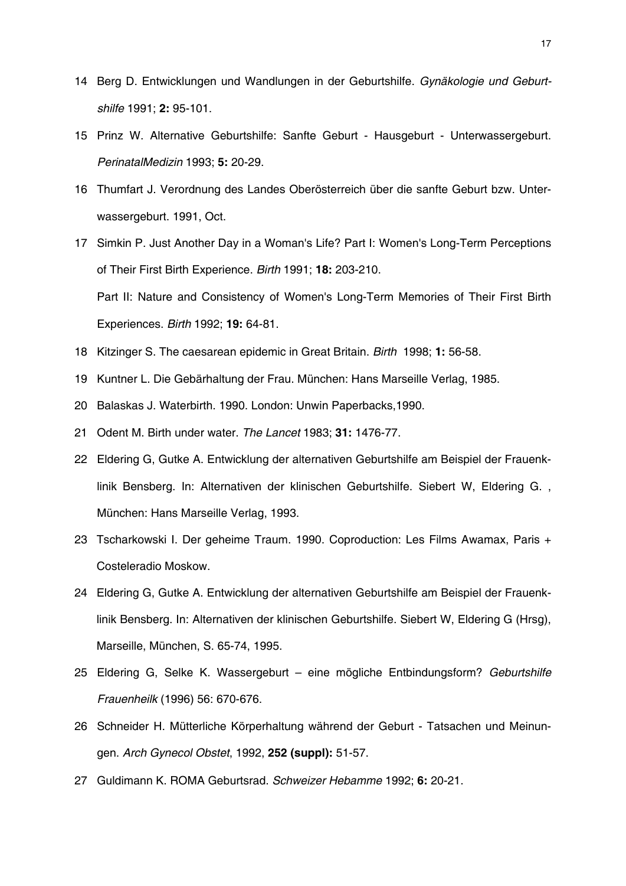14 Berg D. Entwicklungen und Wandlungen in der Geburtshilfe. *Gynäkologie und Geburtshilfe* 1991; **2:** 95-101.

15 Prinz W. Alternative Geburtshilfe: Sanfte Geburt - Hausgeburt - Unterwassergeburt. *PerinatalMedizin* 1993; **5:** 20-29.

16 Thumfart J. Verordnung des Landes Oberösterreich über die sanfte Geburt bzw. Unterwassergeburt. 1991, Oct.

17 Simkin P. Just Another Day in a Woman's Life? Part I: Women's Long-Term Perceptions of Their First Birth Experience. *Birth* 1991; **18:** 203-210.
Part II: Nature and Consistency of Women's Long-Term Memories of Their First Birth Experiences. *Birth* 1992; **19:** 64-81.

18 Kitzinger S. The caesarean epidemic in Great Britain. *Birth* 1998; **1:** 56-58.

19 Kuntner L. Die Gebärhaltung der Frau. München: Hans Marseille Verlag, 1985.

20 Balaskas J. Waterbirth. 1990. London: Unwin Paperbacks,1990.

21 Odent M. Birth under water. *The Lancet* 1983; **31:** 1476-77.

22 Eldering G, Gutke A. Entwicklung der alternativen Geburtshilfe am Beispiel der Frauenklinik Bensberg. In: Alternativen der klinischen Geburtshilfe. Siebert W, Eldering G. , München: Hans Marseille Verlag, 1993.

23 Tscharkowski I. Der geheime Traum. 1990. Coproduction: Les Films Awamax, Paris + Costeleradio Moskow.

24 Eldering G, Gutke A. Entwicklung der alternativen Geburtshilfe am Beispiel der Frauenklinik Bensberg. In: Alternativen der klinischen Geburtshilfe. Siebert W, Eldering G (Hrsg), Marseille, München, S. 65-74, 1995.

25 Eldering G, Selke K. Wassergeburt – eine mögliche Entbindungsform? *Geburtshilfe Frauenheilk* (1996) 56: 670-676.

26 Schneider H. Mütterliche Körperhaltung während der Geburt - Tatsachen und Meinungen. *Arch Gynecol Obstet*, 1992, **252 (suppl):** 51-57.

27 Guldimann K. ROMA Geburtsrad. *Schweizer Hebamme* 1992; **6:** 20-21.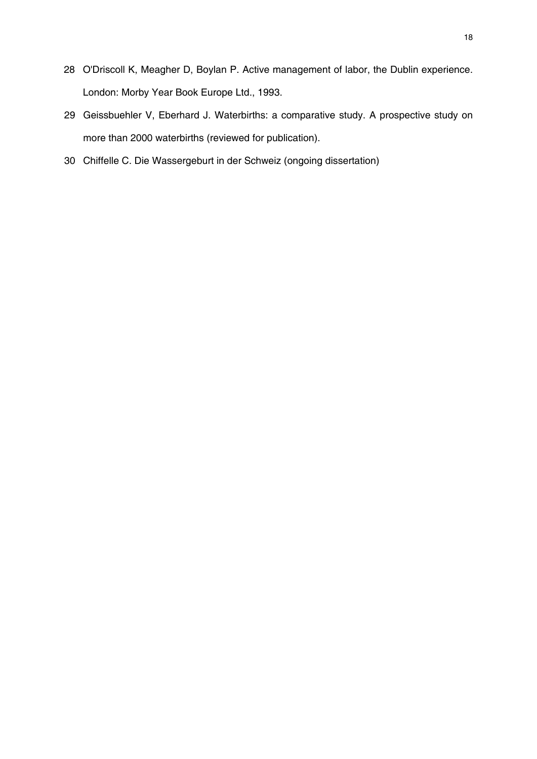28 O'Driscoll K, Meagher D, Boylan P. Active management of labor, the Dublin experience. London: Morby Year Book Europe Ltd., 1993.

29 Geissbuehler V, Eberhard J. Waterbirths: a comparative study. A prospective study on more than 2000 waterbirths (reviewed for publication).

30 Chiffelle C. Die Wassergeburt in der Schweiz (ongoing dissertation)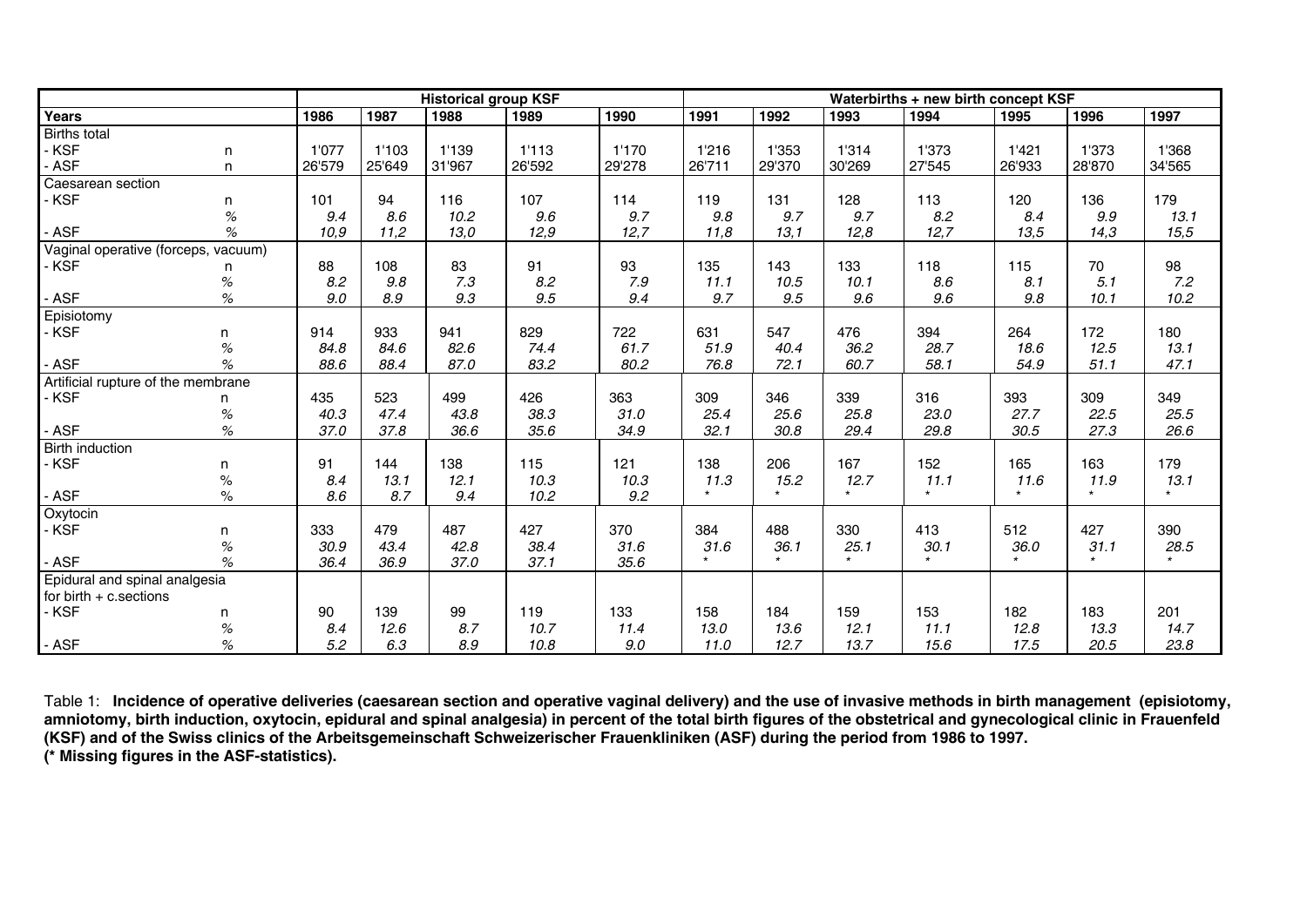| | | Historical group KSF | | | | | Waterbirths + new birth concept KSF | | | | | | |
|---|---|---|---|---|---|---|---|---|---|---|---|---|---|
| **Years** | | **1986** | **1987** | **1988** | **1989** | **1990** | **1991** | **1992** | **1993** | **1994** | **1995** | **1996** | **1997** |
| Births total | | | | | | | | | | | | | |
| - KSF | n | 1'077 | 1'103 | 1'139 | 1'113 | 1'170 | 1'216 | 1'353 | 1'314 | 1'373 | 1'421 | 1'373 | 1'368 |
| - ASF | n | 26'579 | 25'649 | 31'967 | 26'592 | 29'278 | 26'711 | 29'370 | 30'269 | 27'545 | 26'933 | 28'870 | 34'565 |
| Caesarean section | | | | | | | | | | | | | |
| - KSF | n | 101 | 94 | 116 | 107 | 114 | 119 | 131 | 128 | 113 | 120 | 136 | 179 |
| | % | *9.4* | *8.6* | *10.2* | *9.6* | *9.7* | *9.8* | *9.7* | *9.7* | *8.2* | *8.4* | *9.9* | *13.1* |
| - ASF | % | *10,9* | *11,2* | *13,0* | *12,9* | *12,7* | *11,8* | *13,1* | *12,8* | *12,7* | *13,5* | *14,3* | *15,5* |
| Vaginal operative (forceps, vacuum) | | | | | | | | | | | | | |
| - KSF | n | 88 | 108 | 83 | 91 | 93 | 135 | 143 | 133 | 118 | 115 | 70 | 98 |
| | % | *8.2* | *9.8* | *7.3* | *8.2* | *7.9* | *11.1* | *10.5* | *10.1* | *8.6* | *8.1* | *5.1* | *7.2* |
| - ASF | % | *9.0* | *8.9* | *9.3* | *9.5* | *9.4* | *9.7* | *9.5* | *9.6* | *9.6* | *9.8* | *10.1* | *10.2* |
| Episiotomy | | | | | | | | | | | | | |
| - KSF | n | 914 | 933 | 941 | 829 | 722 | 631 | 547 | 476 | 394 | 264 | 172 | 180 |
| | % | *84.8* | *84.6* | *82.6* | *74.4* | *61.7* | *51.9* | *40.4* | *36.2* | *28.7* | *18.6* | *12.5* | *13.1* |
| - ASF | % | *88.6* | *88.4* | *87.0* | *83.2* | *80.2* | *76.8* | *72.1* | *60.7* | *58.1* | *54.9* | *51.1* | *47.1* |
| Artificial rupture of the membrane | | | | | | | | | | | | | |
| - KSF | n | 435 | 523 | 499 | 426 | 363 | 309 | 346 | 339 | 316 | 393 | 309 | 349 |
| | % | *40.3* | *47.4* | *43.8* | *38.3* | *31.0* | *25.4* | *25.6* | *25.8* | *23.0* | *27.7* | *22.5* | *25.5* |
| - ASF | % | *37.0* | *37.8* | *36.6* | *35.6* | *34.9* | *32.1* | *30.8* | *29.4* | *29.8* | *30.5* | *27.3* | *26.6* |
| Birth induction | | | | | | | | | | | | | |
| - KSF | n | 91 | 144 | 138 | 115 | 121 | 138 | 206 | 167 | 152 | 165 | 163 | 179 |
| | % | *8.4* | *13.1* | *12.1* | *10.3* | *10.3* | *11.3* | *15.2* | *12.7* | *11.1* | *11.6* | *11.9* | *13.1* |
| - ASF | % | *8.6* | *8.7* | *9.4* | *10.2* | *9.2* | * | * | * | * | * | * | * |
| Oxytocin | | | | | | | | | | | | | |
| - KSF | n | 333 | 479 | 487 | 427 | 370 | 384 | 488 | 330 | 413 | 512 | 427 | 390 |
| | % | *30.9* | *43.4* | *42.8* | *38.4* | *31.6* | *31.6* | *36.1* | *25.1* | *30.1* | *36.0* | *31.1* | *28.5* |
| - ASF | % | *36.4* | *36.9* | *37.0* | *37.1* | *35.6* | * | * | * | * | * | * | * |
| Epidural and spinal analgesia for birth + c.sections | | | | | | | | | | | | | |
| - KSF | n | 90 | 139 | 99 | 119 | 133 | 158 | 184 | 159 | 153 | 182 | 183 | 201 |
| | % | *8.4* | *12.6* | *8.7* | *10.7* | *11.4* | *13.0* | *13.6* | *12.1* | *11.1* | *12.8* | *13.3* | *14.7* |
| - ASF | % | *5.2* | *6.3* | *8.9* | *10.8* | *9.0* | *11.0* | *12.7* | *13.7* | *15.6* | *17.5* | *20.5* | *23.8* |

Table 1: **Incidence of operative deliveries (caesarean section and operative vaginal delivery) and the use of invasive methods in birth management (episiotomy, amniotomy, birth induction, oxytocin, epidural and spinal analgesia) in percent of the total birth figures of the obstetrical and gynecological clinic in Frauenfeld (KSF) and of the Swiss clinics of the Arbeitsgemeinschaft Schweizerischer Frauenkliniken (ASF) during the period from 1986 to 1997.**
**(* Missing figures in the ASF-statistics).**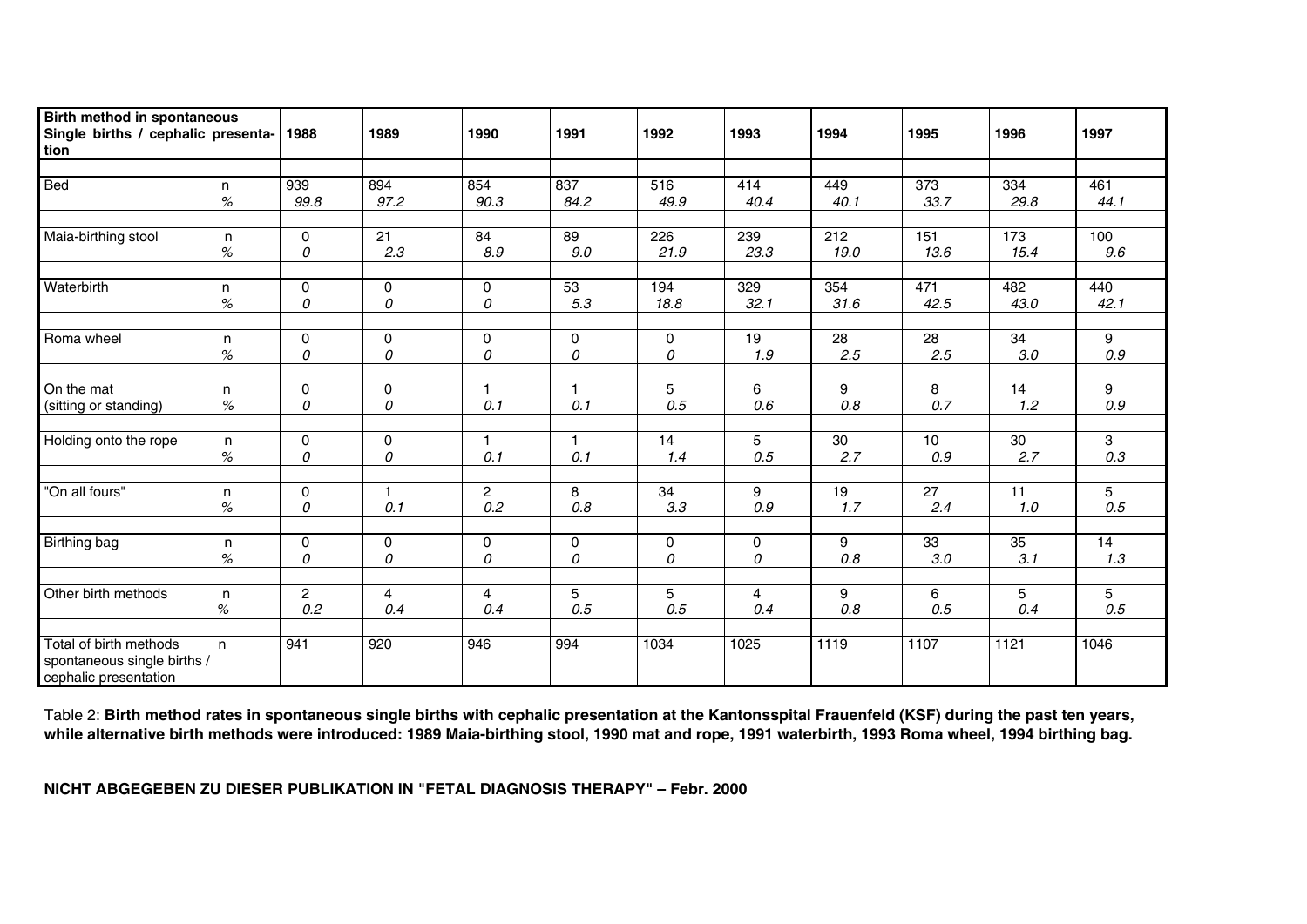| Birth method in spontaneous Single births / cephalic presentation | | 1988 | 1989 | 1990 | 1991 | 1992 | 1993 | 1994 | 1995 | 1996 | 1997 |
|---|---|---|---|---|---|---|---|---|---|---|---|
| Bed | n | 939 | 894 | 854 | 837 | 516 | 414 | 449 | 373 | 334 | 461 |
| | % | *99.8* | *97.2* | *90.3* | *84.2* | *49.9* | *40.4* | *40.1* | *33.7* | *29.8* | *44.1* |
| Maia-birthing stool | n | 0 | 21 | 84 | 89 | 226 | 239 | 212 | 151 | 173 | 100 |
| | % | *0* | *2.3* | *8.9* | *9.0* | *21.9* | *23.3* | *19.0* | *13.6* | *15.4* | *9.6* |
| Waterbirth | n | 0 | 0 | 0 | 53 | 194 | 329 | 354 | 471 | 482 | 440 |
| | % | *0* | *0* | *0* | *5.3* | *18.8* | *32.1* | *31.6* | *42.5* | *43.0* | *42.1* |
| Roma wheel | n | 0 | 0 | 0 | 0 | 0 | 19 | 28 | 28 | 34 | 9 |
| | % | *0* | *0* | *0* | *0* | *0* | *1.9* | *2.5* | *2.5* | *3.0* | *0.9* |
| On the mat (sitting or standing) | n | 0 | 0 | 1 | 1 | 5 | 6 | 9 | 8 | 14 | 9 |
| | % | *0* | *0* | *0.1* | *0.1* | *0.5* | *0.6* | *0.8* | *0.7* | *1.2* | *0.9* |
| Holding onto the rope | n | 0 | 0 | 1 | 1 | 14 | 5 | 30 | 10 | 30 | 3 |
| | % | *0* | *0* | *0.1* | *0.1* | *1.4* | *0.5* | *2.7* | *0.9* | *2.7* | *0.3* |
| "On all fours" | n | 0 | 1 | 2 | 8 | 34 | 9 | 19 | 27 | 11 | 5 |
| | % | *0* | *0.1* | *0.2* | *0.8* | *3.3* | *0.9* | *1.7* | *2.4* | *1.0* | *0.5* |
| Birthing bag | n | 0 | 0 | 0 | 0 | 0 | 0 | 9 | 33 | 35 | 14 |
| | % | *0* | *0* | *0* | *0* | *0* | *0* | *0.8* | *3.0* | *3.1* | *1.3* |
| Other birth methods | n | 2 | 4 | 4 | 5 | 5 | 4 | 9 | 6 | 5 | 5 |
| | % | *0.2* | *0.4* | *0.4* | *0.5* | *0.5* | *0.4* | *0.8* | *0.5* | *0.4* | *0.5* |
| Total of birth methods spontaneous single births / cephalic presentation | n | 941 | 920 | 946 | 994 | 1034 | 1025 | 1119 | 1107 | 1121 | 1046 |

Table 2: **Birth method rates in spontaneous single births with cephalic presentation at the Kantonsspital Frauenfeld (KSF) during the past ten years, while alternative birth methods were introduced: 1989 Maia-birthing stool, 1990 mat and rope, 1991 waterbirth, 1993 Roma wheel, 1994 birthing bag.**

**NICHT ABGEGEBEN ZU DIESER PUBLIKATION IN "FETAL DIAGNOSIS THERAPY" – Febr. 2000**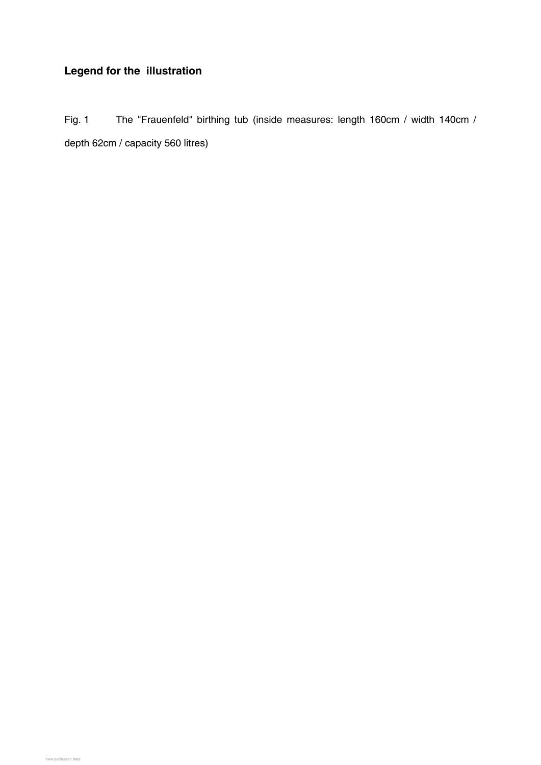**Legend for the illustration**

Fig. 1 The "Frauenfeld" birthing tub (inside measures: length 160cm / width 140cm / depth 62cm / capacity 560 litres)